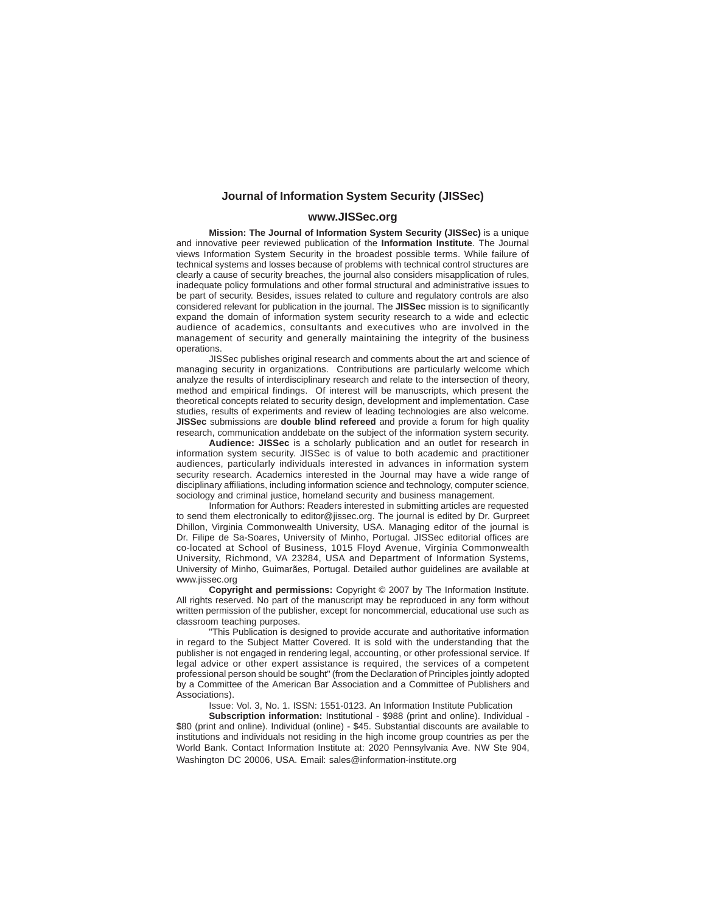# Journal of Information System Security (JISSec)

## www.JISSec.org

**Mission: The Journal of Information System Security (JISSec)** is a unique and innovative peer reviewed publication of the **Information Institute**. The Journal views Information System Security in the broadest possible terms. While failure of technical systems and losses because of problems with technical control structures are clearly a cause of security breaches, the journal also considers misapplication of rules, inadequate policy formulations and other formal structural and administrative issues to be part of security. Besides, issues related to culture and regulatory controls are also considered relevant for publication in the journal. The **JISSec** mission is to significantly expand the domain of information system security research to a wide and eclectic audience of academics, consultants and executives who are involved in the management of security and generally maintaining the integrity of the business operations.

JISSec publishes original research and comments about the art and science of managing security in organizations. Contributions are particularly welcome which analyze the results of interdisciplinary research and relate to the intersection of theory, method and empirical findings. Of interest will be manuscripts, which present the theoretical concepts related to security design, development and implementation. Case studies, results of experiments and review of leading technologies are also welcome. **JISSec** submissions are **double blind refereed** and provide a forum for high quality research, communication anddebate on the subject of the information system security.

**Audience: JISSec** is a scholarly publication and an outlet for research in information system security. JISSec is of value to both academic and practitioner audiences, particularly individuals interested in advances in information system security research. Academics interested in the Journal may have a wide range of disciplinary affiliations, including information science and technology, computer science, sociology and criminal justice, homeland security and business management.

Information for Authors: Readers interested in submitting articles are requested to send them electronically to editor@jissec.org. The journal is edited by Dr. Gurpreet Dhillon, Virginia Commonwealth University, USA. Managing editor of the journal is Dr. Filipe de Sa-Soares, University of Minho, Portugal. JISSec editorial offices are co-located at School of Business, 1015 Floyd Avenue, Virginia Commonwealth University, Richmond, VA 23284, USA and Department of Information Systems, University of Minho, Guimarães, Portugal. Detailed author guidelines are available at www.jissec.org

**Copyright and permissions:** Copyright © 2007 by The Information Institute. All rights reserved. No part of the manuscript may be reproduced in any form without written permission of the publisher, except for noncommercial, educational use such as classroom teaching purposes.

"This Publication is designed to provide accurate and authoritative information in regard to the Subject Matter Covered. It is sold with the understanding that the publisher is not engaged in rendering legal, accounting, or other professional service. If legal advice or other expert assistance is required, the services of a competent professional person should be sought" (from the Declaration of Principles jointly adopted by a Committee of the American Bar Association and a Committee of Publishers and Associations).

Issue: Vol. 3, No. 1. ISSN: 1551-0123. An Information Institute Publication

**Subscription information:** Institutional - $988 (print and online). Individual - $80 (print and online). Individual (online) - $45. Substantial discounts are available to institutions and individuals not residing in the high income group countries as per the World Bank. Contact Information Institute at: 2020 Pennsylvania Ave. NW Ste 904, Washington DC 20006, USA. Email: sales@information-institute.org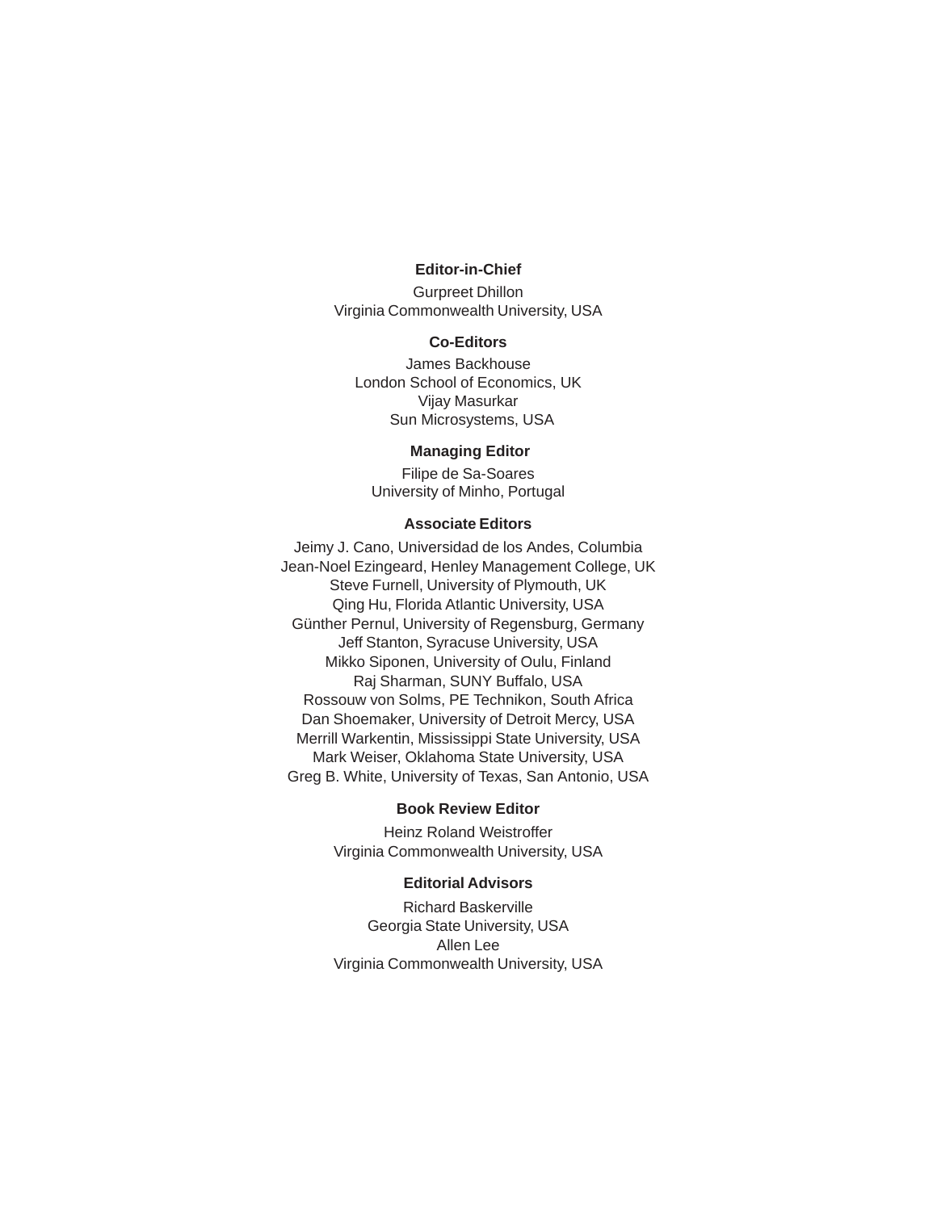**Editor-in-Chief**

Gurpreet Dhillon
Virginia Commonwealth University, USA

**Co-Editors**

James Backhouse
London School of Economics, UK
Vijay Masurkar
Sun Microsystems, USA

**Managing Editor**

Filipe de Sa-Soares
University of Minho, Portugal

**Associate Editors**

Jeimy J. Cano, Universidad de los Andes, Columbia
Jean-Noel Ezingeard, Henley Management College, UK
Steve Furnell, University of Plymouth, UK
Qing Hu, Florida Atlantic University, USA
Günther Pernul, University of Regensburg, Germany
Jeff Stanton, Syracuse University, USA
Mikko Siponen, University of Oulu, Finland
Raj Sharman, SUNY Buffalo, USA
Rossouw von Solms, PE Technikon, South Africa
Dan Shoemaker, University of Detroit Mercy, USA
Merrill Warkentin, Mississippi State University, USA
Mark Weiser, Oklahoma State University, USA
Greg B. White, University of Texas, San Antonio, USA

**Book Review Editor**

Heinz Roland Weistroffer
Virginia Commonwealth University, USA

**Editorial Advisors**

Richard Baskerville
Georgia State University, USA
Allen Lee
Virginia Commonwealth University, USA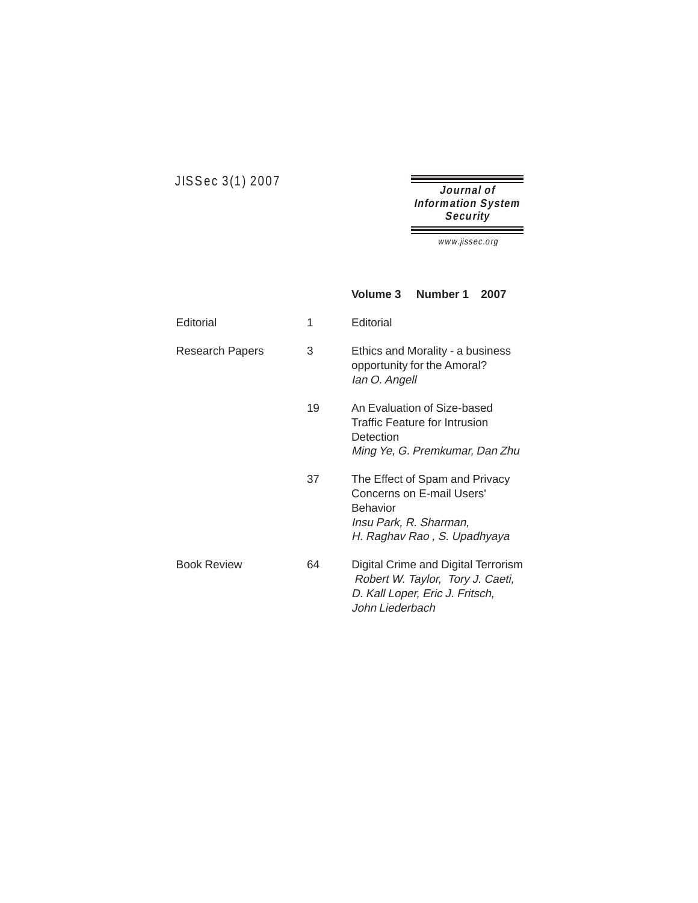JISSec 3(1) 2007

**Journal of Information System Security**

*www.jissec.org*

**Volume 3 Number 1 2007**

| | | |
|---|---|---|
| Editorial | 1 | Editorial |
| Research Papers | 3 | Ethics and Morality - a business opportunity for the Amoral?<br>*Ian O. Angell* |
| | 19 | An Evaluation of Size-based Traffic Feature for Intrusion Detection<br>*Ming Ye, G. Premkumar, Dan Zhu* |
| | 37 | The Effect of Spam and Privacy Concerns on E-mail Users' Behavior<br>*Insu Park, R. Sharman, H. Raghav Rao , S. Upadhyaya* |
| Book Review | 64 | Digital Crime and Digital Terrorism<br>*Robert W. Taylor, Tory J. Caeti, D. Kall Loper, Eric J. Fritsch, John Liederbach* |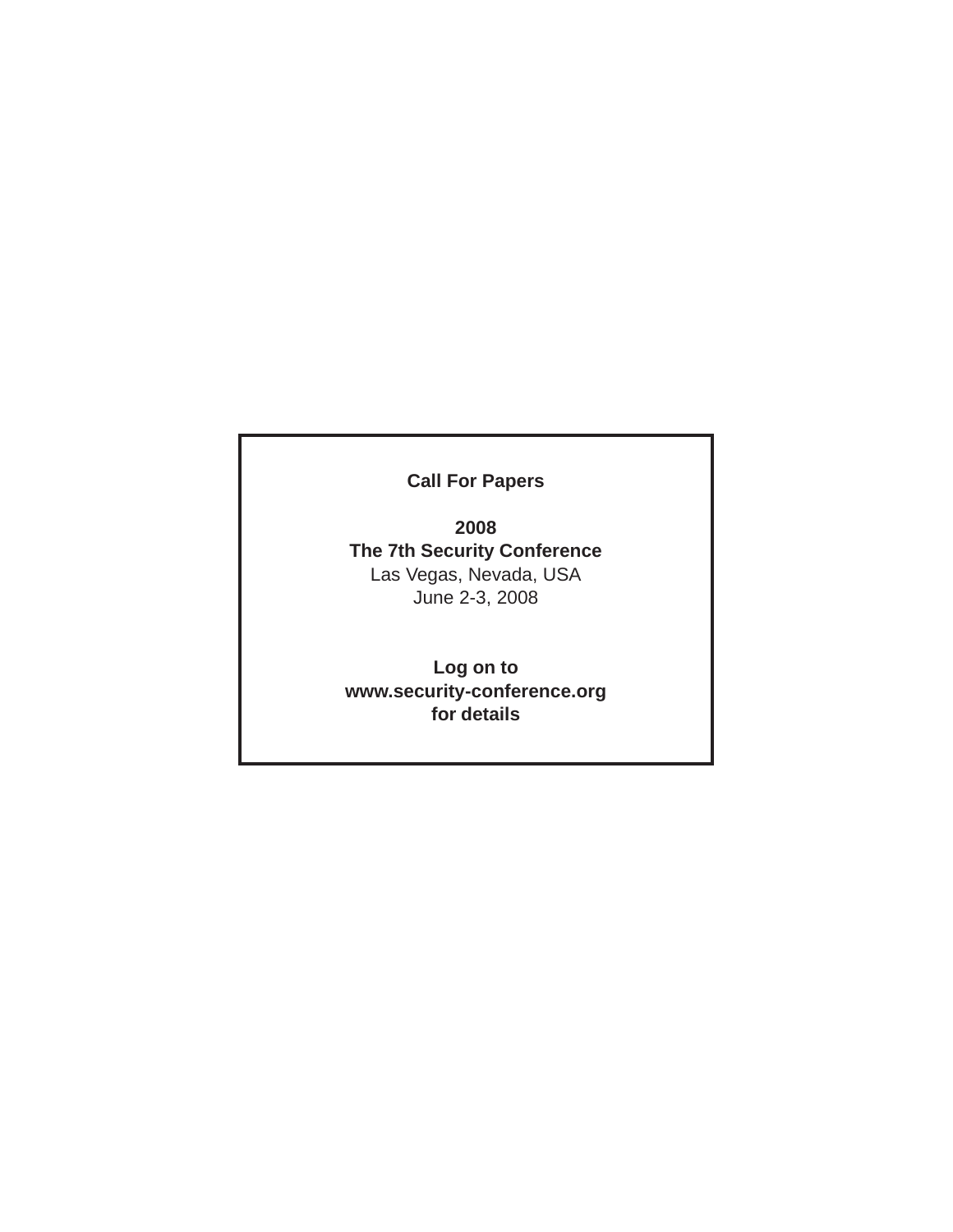**Call For Papers**

**2008**
**The 7th Security Conference**
Las Vegas, Nevada, USA
June 2-3, 2008

**Log on to**
**www.security-conference.org**
**for details**